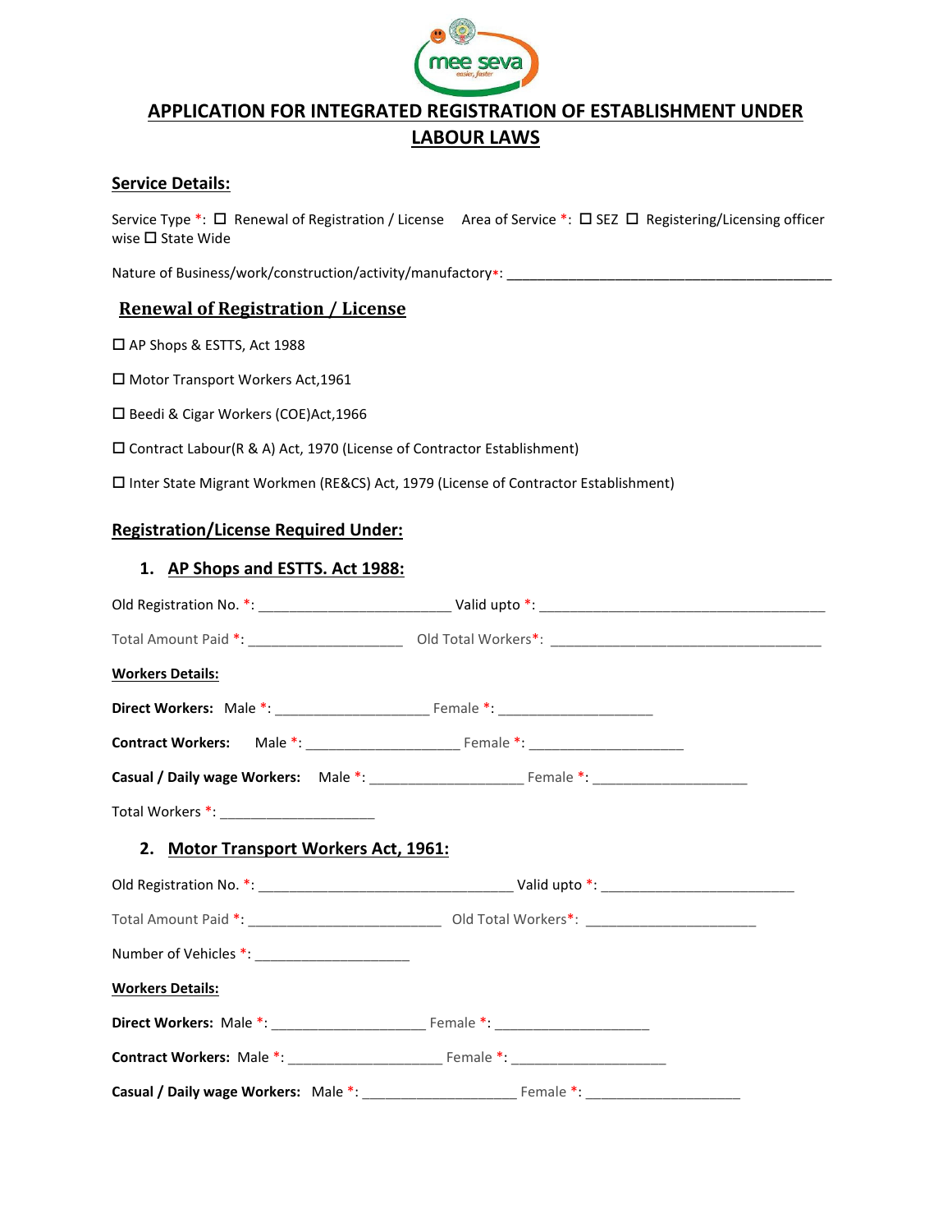# APPLICATION FOR INTEGRATED REGISTRATION OF ESTABLISHMENT UNDER LABOUR LAWS

## Service Details:

Service Type *: ☐ Renewal of Registration / License    Area of Service *: ☐ SEZ ☐ Registering/Licensing officer wise ☐ State Wide

Nature of Business/work/construction/activity/manufactory*: ___________________________________________

## Renewal of Registration / License

☐ AP Shops & ESTTS, Act 1988

☐ Motor Transport Workers Act,1961

☐ Beedi & Cigar Workers (COE)Act,1966

☐ Contract Labour(R & A) Act, 1970 (License of Contractor Establishment)

☐ Inter State Migrant Workmen (RE&CS) Act, 1979 (License of Contractor Establishment)

## Registration/License Required Under:

### 1. AP Shops and ESTTS. Act 1988:

Old Registration No. *: _________________________ Valid upto *: _____________________________________

Total Amount Paid *: ____________________ Old Total Workers*: ___________________________________

**Workers Details:**

**Direct Workers:** Male *: ____________________ Female *: ____________________

**Contract Workers:** Male *: ____________________ Female *: ____________________

**Casual / Daily wage Workers:** Male *: ____________________ Female *: ____________________

Total Workers *: ____________________

### 2. Motor Transport Workers Act, 1961:

Old Registration No. *: _________________________________ Valid upto *: _________________________

Total Amount Paid *: _________________________ Old Total Workers*: ______________________

Number of Vehicles *: ____________________

**Workers Details:**

**Direct Workers:** Male *: ____________________ Female *: ____________________

**Contract Workers:** Male *: ____________________ Female *: ____________________

**Casual / Daily wage Workers:** Male *: ____________________ Female *: ____________________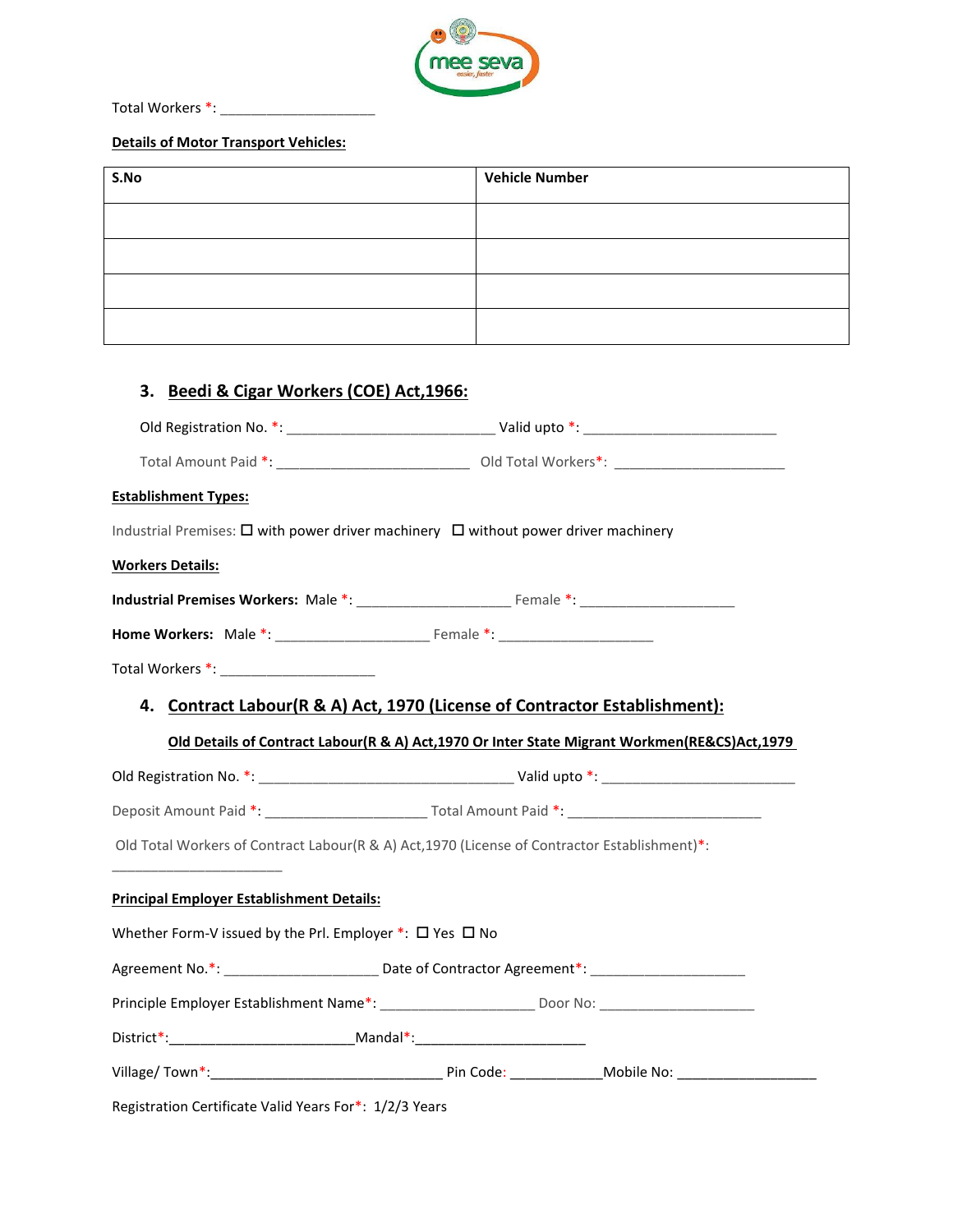Total Workers *: ____________________

**Details of Motor Transport Vehicles:**

| S.No | Vehicle Number |
|---|---|
| | |
| | |
| | |
| | |

### 3. Beedi & Cigar Workers (COE) Act,1966:

Old Registration No. *: ___________________________ Valid upto *: _________________________

Total Amount Paid *: _________________________ Old Total Workers*: ______________________

**Establishment Types:**

Industrial Premises: ☐ with power driver machinery ☐ without power driver machinery

**Workers Details:**

**Industrial Premises Workers:** Male *: ____________________ Female *: ____________________

**Home Workers:** Male *: ____________________ Female *: ____________________

Total Workers *: ____________________

### 4. Contract Labour(R & A) Act, 1970 (License of Contractor Establishment):

**Old Details of Contract Labour(R & A) Act,1970 Or Inter State Migrant Workmen(RE&CS)Act,1979**

Old Registration No. *: _________________________________ Valid upto *: _________________________

Deposit Amount Paid *: _____________________ Total Amount Paid *: _________________________

Old Total Workers of Contract Labour(R & A) Act,1970 (License of Contractor Establishment)*: ______________________

**Principal Employer Establishment Details:**

Whether Form-V issued by the Prl. Employer *: ☐ Yes ☐ No

Agreement No.*: ____________________ Date of Contractor Agreement*: ____________________

Principle Employer Establishment Name*: ____________________ Door No: ____________________

District*:________________________Mandal*:______________________

Village/ Town*:______________________________ Pin Code: ____________Mobile No: __________________

Registration Certificate Valid Years For*: 1/2/3 Years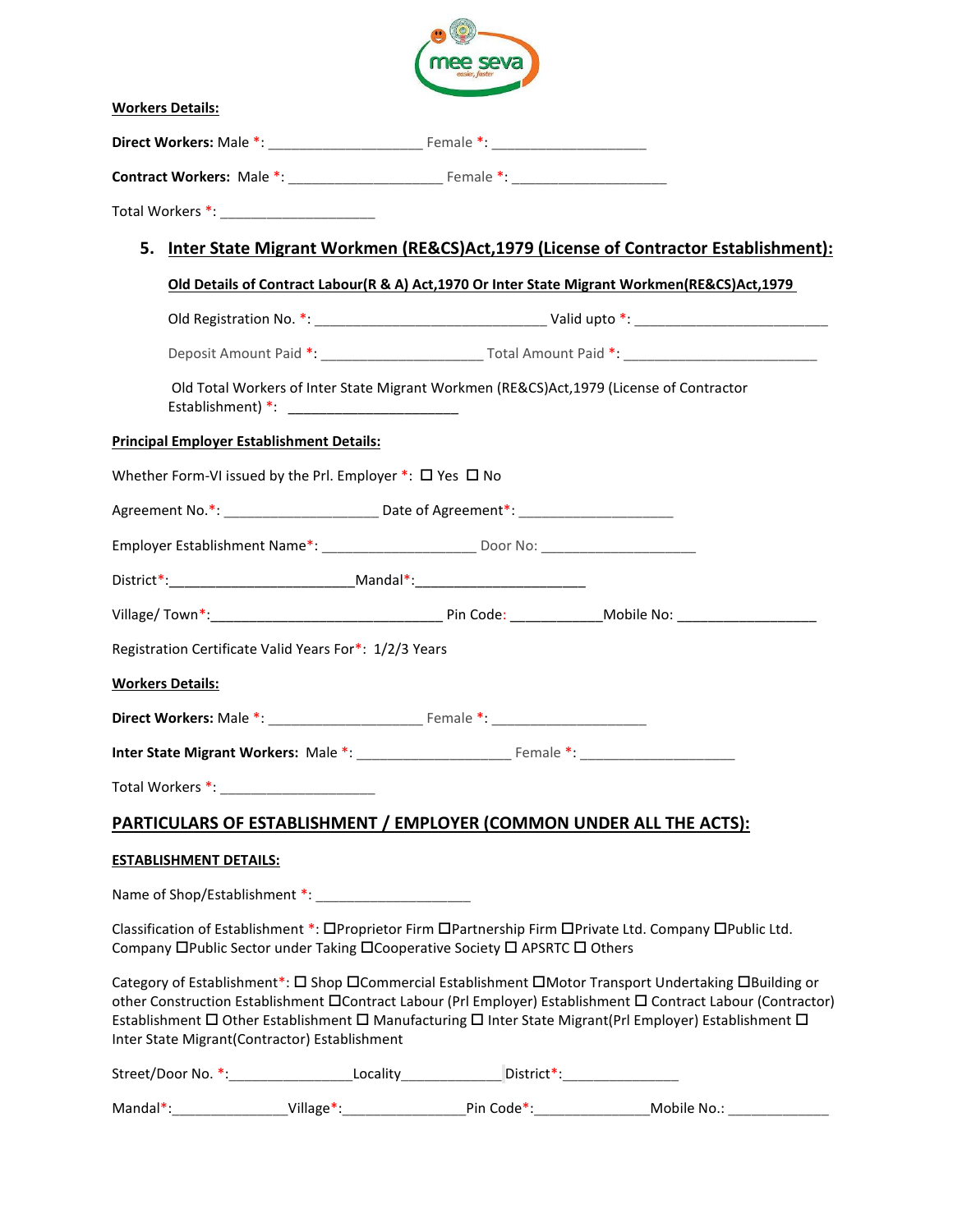**Workers Details:**

**Direct Workers:** Male *: ____________________ Female *: ____________________

**Contract Workers:** Male *: ____________________ Female *: ____________________

Total Workers *: ____________________

## 5. Inter State Migrant Workmen (RE&CS)Act,1979 (License of Contractor Establishment):

**Old Details of Contract Labour(R & A) Act,1970 Or Inter State Migrant Workmen(RE&CS)Act,1979**

Old Registration No. *: ______________________________ Valid upto *: __________________________

Deposit Amount Paid *: _____________________ Total Amount Paid *: __________________________

Old Total Workers of Inter State Migrant Workmen (RE&CS)Act,1979 (License of Contractor Establishment) *: ______________________

**Principal Employer Establishment Details:**

Whether Form-VI issued by the Prl. Employer *: ☐ Yes ☐ No

Agreement No.*: ____________________ Date of Agreement*: ____________________

Employer Establishment Name*: ____________________ Door No: ____________________

District*:________________________Mandal*:______________________

Village/ Town*:______________________________ Pin Code: ____________Mobile No: __________________

Registration Certificate Valid Years For*: 1/2/3 Years

**Workers Details:**

**Direct Workers:** Male *: ____________________ Female *: ____________________

**Inter State Migrant Workers:** Male *: ____________________ Female *: ____________________

Total Workers *: ____________________

## PARTICULARS OF ESTABLISHMENT / EMPLOYER (COMMON UNDER ALL THE ACTS):

**ESTABLISHMENT DETAILS:**

Name of Shop/Establishment *: ____________________

Classification of Establishment *: ☐Proprietor Firm ☐Partnership Firm ☐Private Ltd. Company ☐Public Ltd. Company ☐Public Sector under Taking ☐Cooperative Society ☐ APSRTC ☐ Others

Category of Establishment*: ☐ Shop ☐Commercial Establishment ☐Motor Transport Undertaking ☐Building or other Construction Establishment ☐Contract Labour (Prl Employer) Establishment ☐ Contract Labour (Contractor) Establishment ☐ Other Establishment ☐ Manufacturing ☐ Inter State Migrant(Prl Employer) Establishment ☐ Inter State Migrant(Contractor) Establishment

Street/Door No. *:________________Locality_____________District*:_______________

Mandal*:_______________Village*:________________Pin Code*:_______________Mobile No.: _____________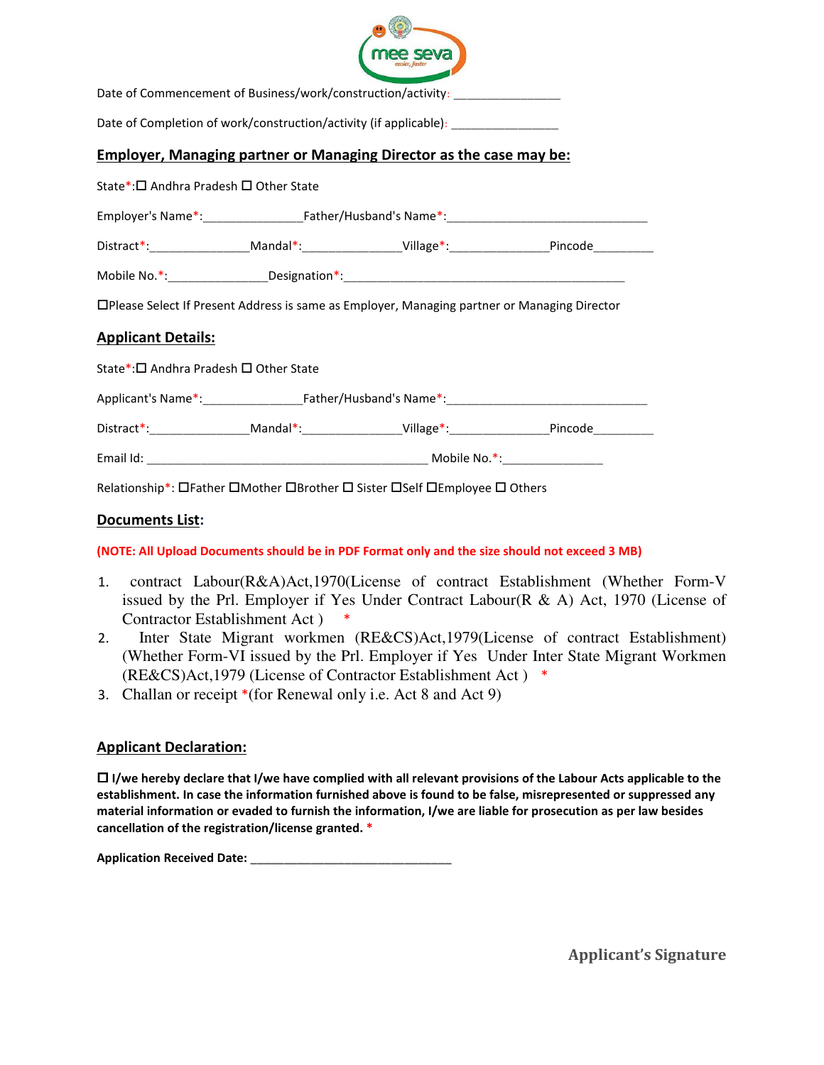Date of Commencement of Business/work/construction/activity: ________________

Date of Completion of work/construction/activity (if applicable): ________________

## Employer, Managing partner or Managing Director as the case may be:

State*:☐ Andhra Pradesh ☐ Other State

Employer's Name*:_______________Father/Husband's Name*:______________________________

Distract*:_______________Mandal*:_______________Village*:_______________Pincode_________

Mobile No.*:_______________Designation*:__________________________________________

☐Please Select If Present Address is same as Employer, Managing partner or Managing Director

## Applicant Details:

State*:☐ Andhra Pradesh ☐ Other State

Applicant's Name*:_______________Father/Husband's Name*:______________________________

Distract*:_______________Mandal*:_______________Village*:_______________Pincode_________

Email Id: __________________________________________ Mobile No.*:_______________

Relationship*: ☐Father ☐Mother ☐Brother ☐ Sister ☐Self ☐Employee ☐ Others

## Documents List:

**(NOTE: All Upload Documents should be in PDF Format only and the size should not exceed 3 MB)**

1. contract Labour(R&A)Act,1970(License of contract Establishment (Whether Form-V issued by the Prl. Employer if Yes Under Contract Labour(R & A) Act, 1970 (License of Contractor Establishment Act ) *
2. Inter State Migrant workmen (RE&CS)Act,1979(License of contract Establishment) (Whether Form-VI issued by the Prl. Employer if Yes Under Inter State Migrant Workmen (RE&CS)Act,1979 (License of Contractor Establishment Act ) *
3. Challan or receipt *(for Renewal only i.e. Act 8 and Act 9)

## Applicant Declaration:

**☐ I/we hereby declare that I/we have complied with all relevant provisions of the Labour Acts applicable to the establishment. In case the information furnished above is found to be false, misrepresented or suppressed any material information or evaded to furnish the information, I/we are liable for prosecution as per law besides cancellation of the registration/license granted. ***

**Application Received Date:** ______________________________

**Applicant's Signature**